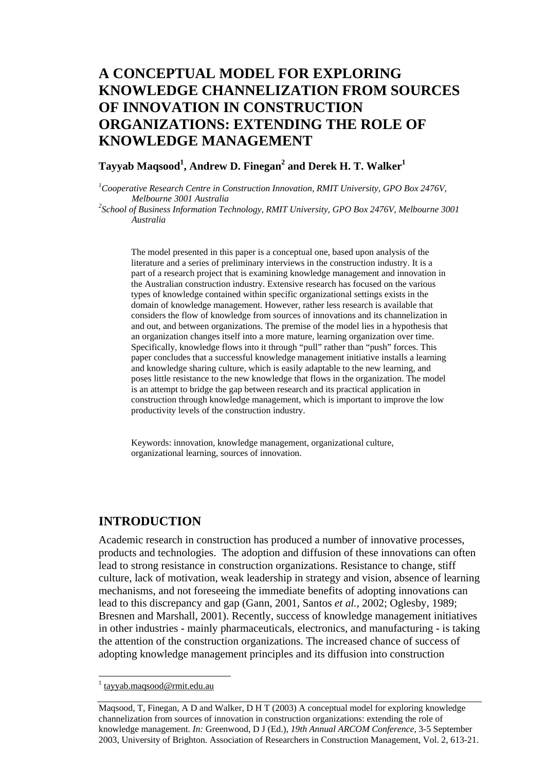# A CONCEPTUAL MODEL FOR EXPLORING KNOWLEDGE CHANNELIZATION FROM SOURCES OF INNOVATION IN CONSTRUCTION ORGANIZATIONS: EXTENDING THE ROLE OF KNOWLEDGE MANAGEMENT

**Tayyab Maqsood[1], Andrew D. Finegan[2] and Derek H. T. Walker[1]**

[1] *Cooperative Research Centre in Construction Innovation, RMIT University, GPO Box 2476V, Melbourne 3001 Australia*

[2] *School of Business Information Technology, RMIT University, GPO Box 2476V, Melbourne 3001 Australia*

The model presented in this paper is a conceptual one, based upon analysis of the literature and a series of preliminary interviews in the construction industry. It is a part of a research project that is examining knowledge management and innovation in the Australian construction industry. Extensive research has focused on the various types of knowledge contained within specific organizational settings exists in the domain of knowledge management. However, rather less research is available that considers the flow of knowledge from sources of innovations and its channelization in and out, and between organizations. The premise of the model lies in a hypothesis that an organization changes itself into a more mature, learning organization over time. Specifically, knowledge flows into it through "pull" rather than "push" forces. This paper concludes that a successful knowledge management initiative installs a learning and knowledge sharing culture, which is easily adaptable to the new learning, and poses little resistance to the new knowledge that flows in the organization. The model is an attempt to bridge the gap between research and its practical application in construction through knowledge management, which is important to improve the low productivity levels of the construction industry.

Keywords: innovation, knowledge management, organizational culture, organizational learning, sources of innovation.

## INTRODUCTION

Academic research in construction has produced a number of innovative processes, products and technologies. The adoption and diffusion of these innovations can often lead to strong resistance in construction organizations. Resistance to change, stiff culture, lack of motivation, weak leadership in strategy and vision, absence of learning mechanisms, and not foreseeing the immediate benefits of adopting innovations can lead to this discrepancy and gap (Gann, 2001, Santos *et al.*, 2002; Oglesby, 1989; Bresnen and Marshall, 2001). Recently, success of knowledge management initiatives in other industries - mainly pharmaceuticals, electronics, and manufacturing - is taking the attention of the construction organizations. The increased chance of success of adopting knowledge management principles and its diffusion into construction

[1] tayyab.maqsood@rmit.edu.au

Maqsood, T, Finegan, A D and Walker, D H T (2003) A conceptual model for exploring knowledge channelization from sources of innovation in construction organizations: extending the role of knowledge management. *In:* Greenwood, D J (Ed.), *19th Annual ARCOM Conference*, 3-5 September 2003, University of Brighton. Association of Researchers in Construction Management, Vol. 2, 613-21.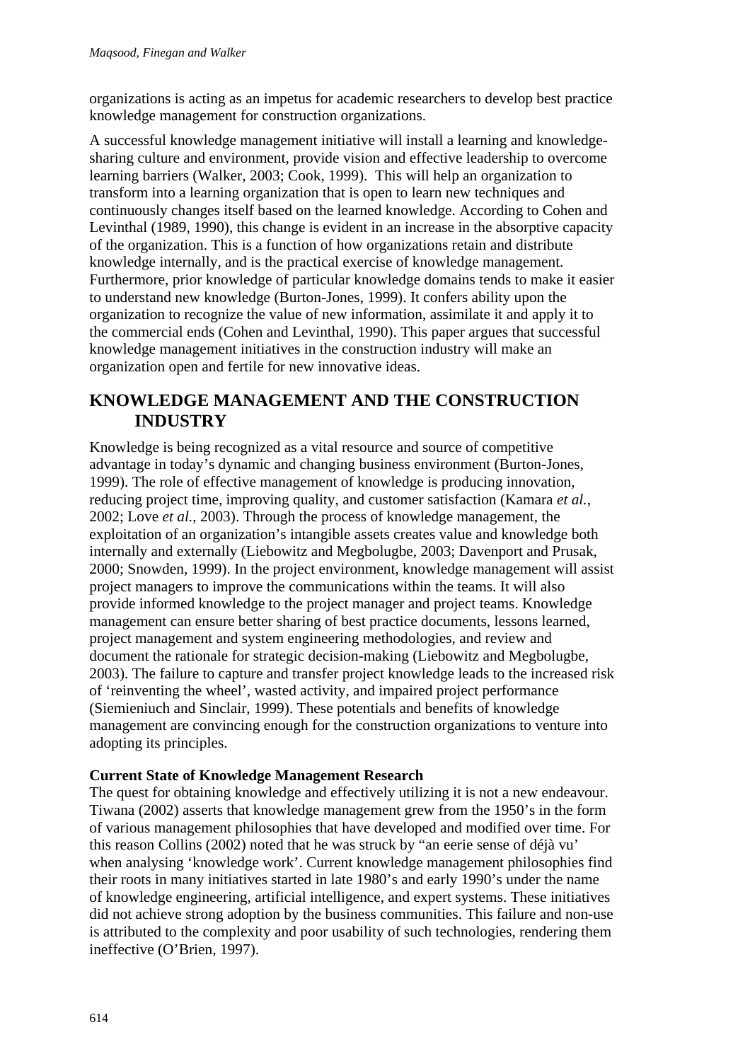organizations is acting as an impetus for academic researchers to develop best practice knowledge management for construction organizations.

A successful knowledge management initiative will install a learning and knowledge-sharing culture and environment, provide vision and effective leadership to overcome learning barriers (Walker, 2003; Cook, 1999). This will help an organization to transform into a learning organization that is open to learn new techniques and continuously changes itself based on the learned knowledge. According to Cohen and Levinthal (1989, 1990), this change is evident in an increase in the absorptive capacity of the organization. This is a function of how organizations retain and distribute knowledge internally, and is the practical exercise of knowledge management. Furthermore, prior knowledge of particular knowledge domains tends to make it easier to understand new knowledge (Burton-Jones, 1999). It confers ability upon the organization to recognize the value of new information, assimilate it and apply it to the commercial ends (Cohen and Levinthal, 1990). This paper argues that successful knowledge management initiatives in the construction industry will make an organization open and fertile for new innovative ideas.

## KNOWLEDGE MANAGEMENT AND THE CONSTRUCTION INDUSTRY

Knowledge is being recognized as a vital resource and source of competitive advantage in today's dynamic and changing business environment (Burton-Jones, 1999). The role of effective management of knowledge is producing innovation, reducing project time, improving quality, and customer satisfaction (Kamara *et al.*, 2002; Love *et al.*, 2003). Through the process of knowledge management, the exploitation of an organization's intangible assets creates value and knowledge both internally and externally (Liebowitz and Megbolugbe, 2003; Davenport and Prusak, 2000; Snowden, 1999). In the project environment, knowledge management will assist project managers to improve the communications within the teams. It will also provide informed knowledge to the project manager and project teams. Knowledge management can ensure better sharing of best practice documents, lessons learned, project management and system engineering methodologies, and review and document the rationale for strategic decision-making (Liebowitz and Megbolugbe, 2003). The failure to capture and transfer project knowledge leads to the increased risk of 'reinventing the wheel', wasted activity, and impaired project performance (Siemieniuch and Sinclair, 1999). These potentials and benefits of knowledge management are convincing enough for the construction organizations to venture into adopting its principles.

### Current State of Knowledge Management Research

The quest for obtaining knowledge and effectively utilizing it is not a new endeavour. Tiwana (2002) asserts that knowledge management grew from the 1950's in the form of various management philosophies that have developed and modified over time. For this reason Collins (2002) noted that he was struck by "an eerie sense of déjà vu' when analysing 'knowledge work'. Current knowledge management philosophies find their roots in many initiatives started in late 1980's and early 1990's under the name of knowledge engineering, artificial intelligence, and expert systems. These initiatives did not achieve strong adoption by the business communities. This failure and non-use is attributed to the complexity and poor usability of such technologies, rendering them ineffective (O'Brien, 1997).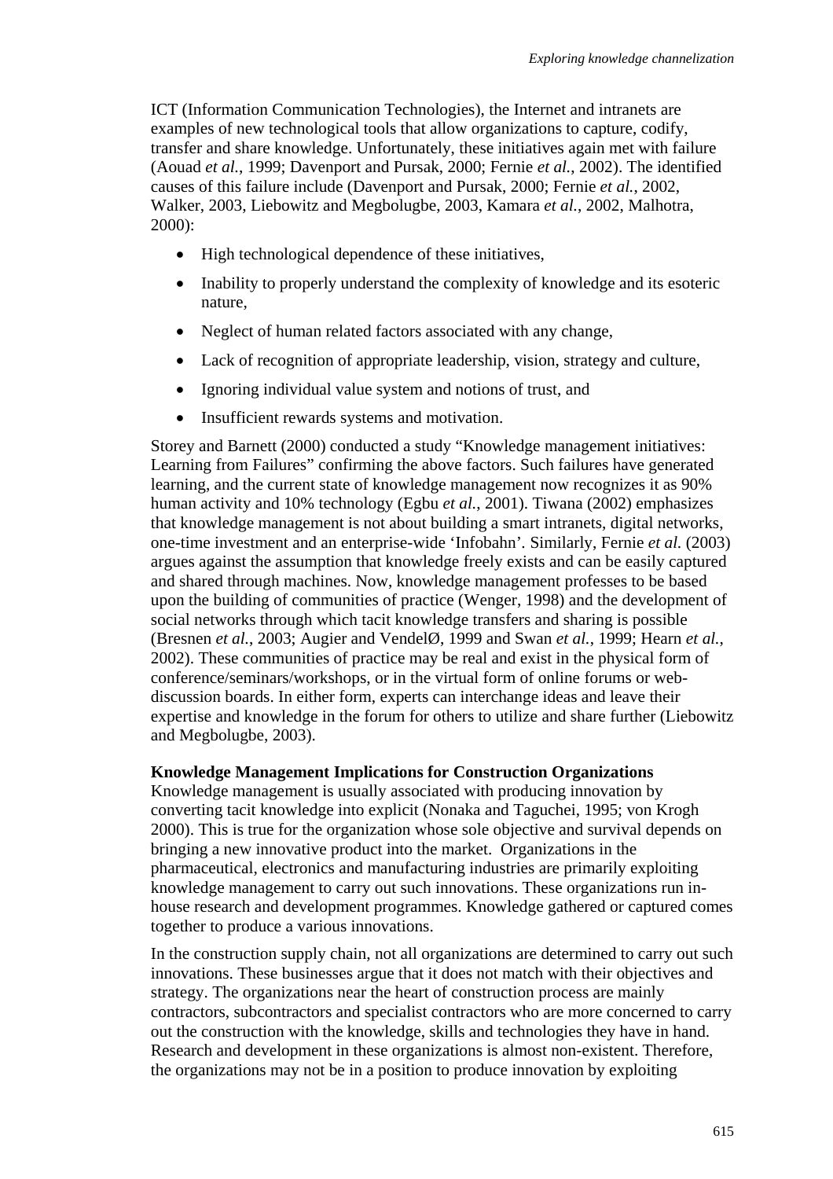ICT (Information Communication Technologies), the Internet and intranets are examples of new technological tools that allow organizations to capture, codify, transfer and share knowledge. Unfortunately, these initiatives again met with failure (Aouad *et al.*, 1999; Davenport and Pursak, 2000; Fernie *et al.*, 2002). The identified causes of this failure include (Davenport and Pursak, 2000; Fernie *et al.*, 2002, Walker, 2003, Liebowitz and Megbolugbe, 2003, Kamara *et al.*, 2002, Malhotra, 2000):

- High technological dependence of these initiatives,
- Inability to properly understand the complexity of knowledge and its esoteric nature,
- Neglect of human related factors associated with any change,
- Lack of recognition of appropriate leadership, vision, strategy and culture,
- Ignoring individual value system and notions of trust, and
- Insufficient rewards systems and motivation.

Storey and Barnett (2000) conducted a study "Knowledge management initiatives: Learning from Failures" confirming the above factors. Such failures have generated learning, and the current state of knowledge management now recognizes it as 90% human activity and 10% technology (Egbu *et al.*, 2001). Tiwana (2002) emphasizes that knowledge management is not about building a smart intranets, digital networks, one-time investment and an enterprise-wide 'Infobahn'. Similarly, Fernie *et al.* (2003) argues against the assumption that knowledge freely exists and can be easily captured and shared through machines. Now, knowledge management professes to be based upon the building of communities of practice (Wenger, 1998) and the development of social networks through which tacit knowledge transfers and sharing is possible (Bresnen *et al.*, 2003; Augier and VendelØ, 1999 and Swan *et al.*, 1999; Hearn *et al.*, 2002). These communities of practice may be real and exist in the physical form of conference/seminars/workshops, or in the virtual form of online forums or web-discussion boards. In either form, experts can interchange ideas and leave their expertise and knowledge in the forum for others to utilize and share further (Liebowitz and Megbolugbe, 2003).

**Knowledge Management Implications for Construction Organizations**

Knowledge management is usually associated with producing innovation by converting tacit knowledge into explicit (Nonaka and Taguchei, 1995; von Krogh 2000). This is true for the organization whose sole objective and survival depends on bringing a new innovative product into the market. Organizations in the pharmaceutical, electronics and manufacturing industries are primarily exploiting knowledge management to carry out such innovations. These organizations run in-house research and development programmes. Knowledge gathered or captured comes together to produce a various innovations.

In the construction supply chain, not all organizations are determined to carry out such innovations. These businesses argue that it does not match with their objectives and strategy. The organizations near the heart of construction process are mainly contractors, subcontractors and specialist contractors who are more concerned to carry out the construction with the knowledge, skills and technologies they have in hand. Research and development in these organizations is almost non-existent. Therefore, the organizations may not be in a position to produce innovation by exploiting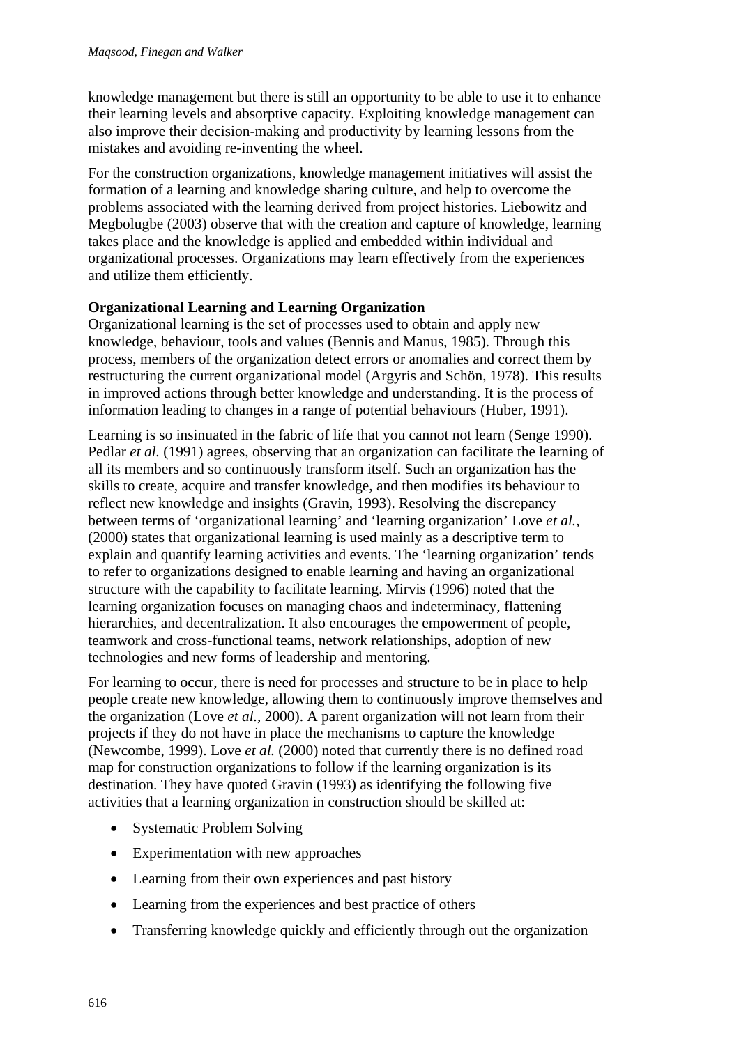knowledge management but there is still an opportunity to be able to use it to enhance their learning levels and absorptive capacity. Exploiting knowledge management can also improve their decision-making and productivity by learning lessons from the mistakes and avoiding re-inventing the wheel.

For the construction organizations, knowledge management initiatives will assist the formation of a learning and knowledge sharing culture, and help to overcome the problems associated with the learning derived from project histories. Liebowitz and Megbolugbe (2003) observe that with the creation and capture of knowledge, learning takes place and the knowledge is applied and embedded within individual and organizational processes. Organizations may learn effectively from the experiences and utilize them efficiently.

**Organizational Learning and Learning Organization**

Organizational learning is the set of processes used to obtain and apply new knowledge, behaviour, tools and values (Bennis and Manus, 1985). Through this process, members of the organization detect errors or anomalies and correct them by restructuring the current organizational model (Argyris and Schön, 1978). This results in improved actions through better knowledge and understanding. It is the process of information leading to changes in a range of potential behaviours (Huber, 1991).

Learning is so insinuated in the fabric of life that you cannot not learn (Senge 1990). Pedlar *et al.* (1991) agrees, observing that an organization can facilitate the learning of all its members and so continuously transform itself. Such an organization has the skills to create, acquire and transfer knowledge, and then modifies its behaviour to reflect new knowledge and insights (Gravin, 1993). Resolving the discrepancy between terms of 'organizational learning' and 'learning organization' Love *et al.*, (2000) states that organizational learning is used mainly as a descriptive term to explain and quantify learning activities and events. The 'learning organization' tends to refer to organizations designed to enable learning and having an organizational structure with the capability to facilitate learning. Mirvis (1996) noted that the learning organization focuses on managing chaos and indeterminacy, flattening hierarchies, and decentralization. It also encourages the empowerment of people, teamwork and cross-functional teams, network relationships, adoption of new technologies and new forms of leadership and mentoring.

For learning to occur, there is need for processes and structure to be in place to help people create new knowledge, allowing them to continuously improve themselves and the organization (Love *et al.*, 2000). A parent organization will not learn from their projects if they do not have in place the mechanisms to capture the knowledge (Newcombe, 1999). Love *et al.* (2000) noted that currently there is no defined road map for construction organizations to follow if the learning organization is its destination. They have quoted Gravin (1993) as identifying the following five activities that a learning organization in construction should be skilled at:

- Systematic Problem Solving
- Experimentation with new approaches
- Learning from their own experiences and past history
- Learning from the experiences and best practice of others
- Transferring knowledge quickly and efficiently through out the organization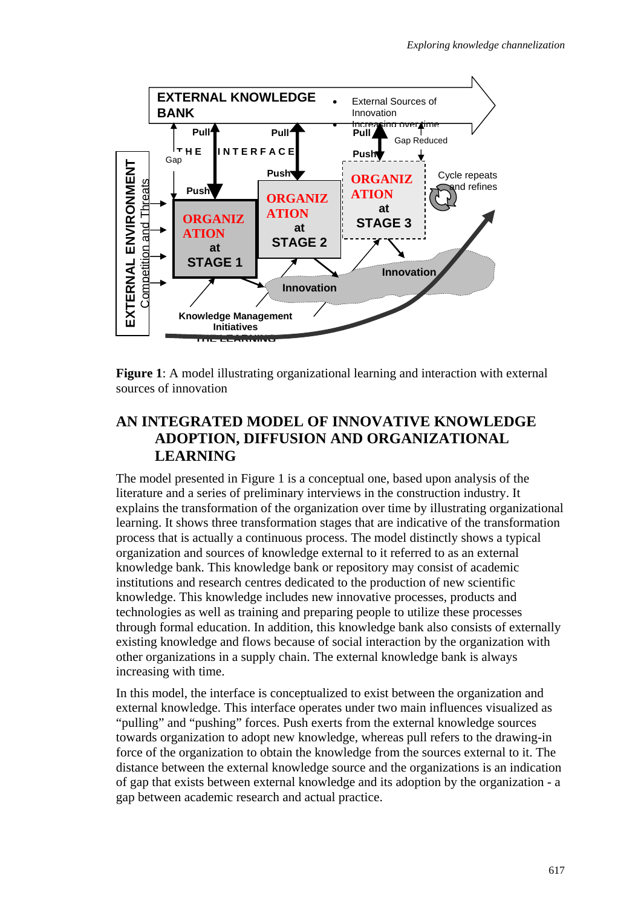**Figure 1**: A model illustrating organizational learning and interaction with external sources of innovation

## AN INTEGRATED MODEL OF INNOVATIVE KNOWLEDGE ADOPTION, DIFFUSION AND ORGANIZATIONAL LEARNING

The model presented in Figure 1 is a conceptual one, based upon analysis of the literature and a series of preliminary interviews in the construction industry. It explains the transformation of the organization over time by illustrating organizational learning. It shows three transformation stages that are indicative of the transformation process that is actually a continuous process. The model distinctly shows a typical organization and sources of knowledge external to it referred to as an external knowledge bank. This knowledge bank or repository may consist of academic institutions and research centres dedicated to the production of new scientific knowledge. This knowledge includes new innovative processes, products and technologies as well as training and preparing people to utilize these processes through formal education. In addition, this knowledge bank also consists of externally existing knowledge and flows because of social interaction by the organization with other organizations in a supply chain. The external knowledge bank is always increasing with time.

In this model, the interface is conceptualized to exist between the organization and external knowledge. This interface operates under two main influences visualized as “pulling” and “pushing” forces. Push exerts from the external knowledge sources towards organization to adopt new knowledge, whereas pull refers to the drawing-in force of the organization to obtain the knowledge from the sources external to it. The distance between the external knowledge source and the organizations is an indication of gap that exists between external knowledge and its adoption by the organization - a gap between academic research and actual practice.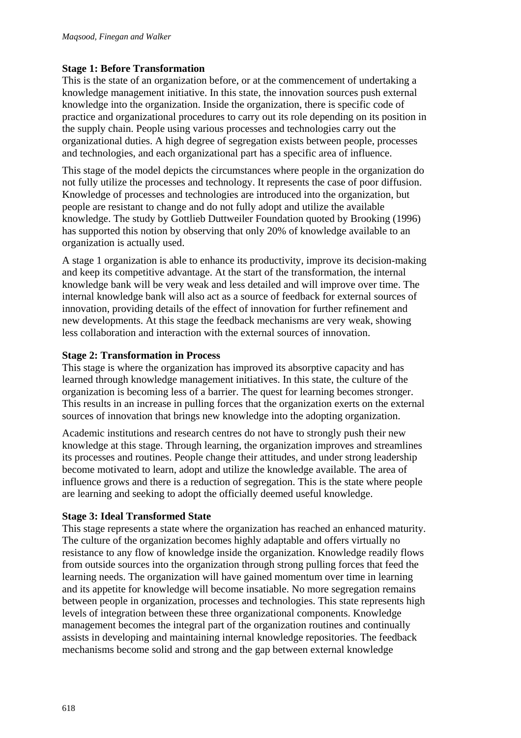### Stage 1: Before Transformation

This is the state of an organization before, or at the commencement of undertaking a knowledge management initiative. In this state, the innovation sources push external knowledge into the organization. Inside the organization, there is specific code of practice and organizational procedures to carry out its role depending on its position in the supply chain. People using various processes and technologies carry out the organizational duties. A high degree of segregation exists between people, processes and technologies, and each organizational part has a specific area of influence.

This stage of the model depicts the circumstances where people in the organization do not fully utilize the processes and technology. It represents the case of poor diffusion. Knowledge of processes and technologies are introduced into the organization, but people are resistant to change and do not fully adopt and utilize the available knowledge. The study by Gottlieb Duttweiler Foundation quoted by Brooking (1996) has supported this notion by observing that only 20% of knowledge available to an organization is actually used.

A stage 1 organization is able to enhance its productivity, improve its decision-making and keep its competitive advantage. At the start of the transformation, the internal knowledge bank will be very weak and less detailed and will improve over time. The internal knowledge bank will also act as a source of feedback for external sources of innovation, providing details of the effect of innovation for further refinement and new developments. At this stage the feedback mechanisms are very weak, showing less collaboration and interaction with the external sources of innovation.

### Stage 2: Transformation in Process

This stage is where the organization has improved its absorptive capacity and has learned through knowledge management initiatives. In this state, the culture of the organization is becoming less of a barrier. The quest for learning becomes stronger. This results in an increase in pulling forces that the organization exerts on the external sources of innovation that brings new knowledge into the adopting organization.

Academic institutions and research centres do not have to strongly push their new knowledge at this stage. Through learning, the organization improves and streamlines its processes and routines. People change their attitudes, and under strong leadership become motivated to learn, adopt and utilize the knowledge available. The area of influence grows and there is a reduction of segregation. This is the state where people are learning and seeking to adopt the officially deemed useful knowledge.

### Stage 3: Ideal Transformed State

This stage represents a state where the organization has reached an enhanced maturity. The culture of the organization becomes highly adaptable and offers virtually no resistance to any flow of knowledge inside the organization. Knowledge readily flows from outside sources into the organization through strong pulling forces that feed the learning needs. The organization will have gained momentum over time in learning and its appetite for knowledge will become insatiable. No more segregation remains between people in organization, processes and technologies. This state represents high levels of integration between these three organizational components. Knowledge management becomes the integral part of the organization routines and continually assists in developing and maintaining internal knowledge repositories. The feedback mechanisms become solid and strong and the gap between external knowledge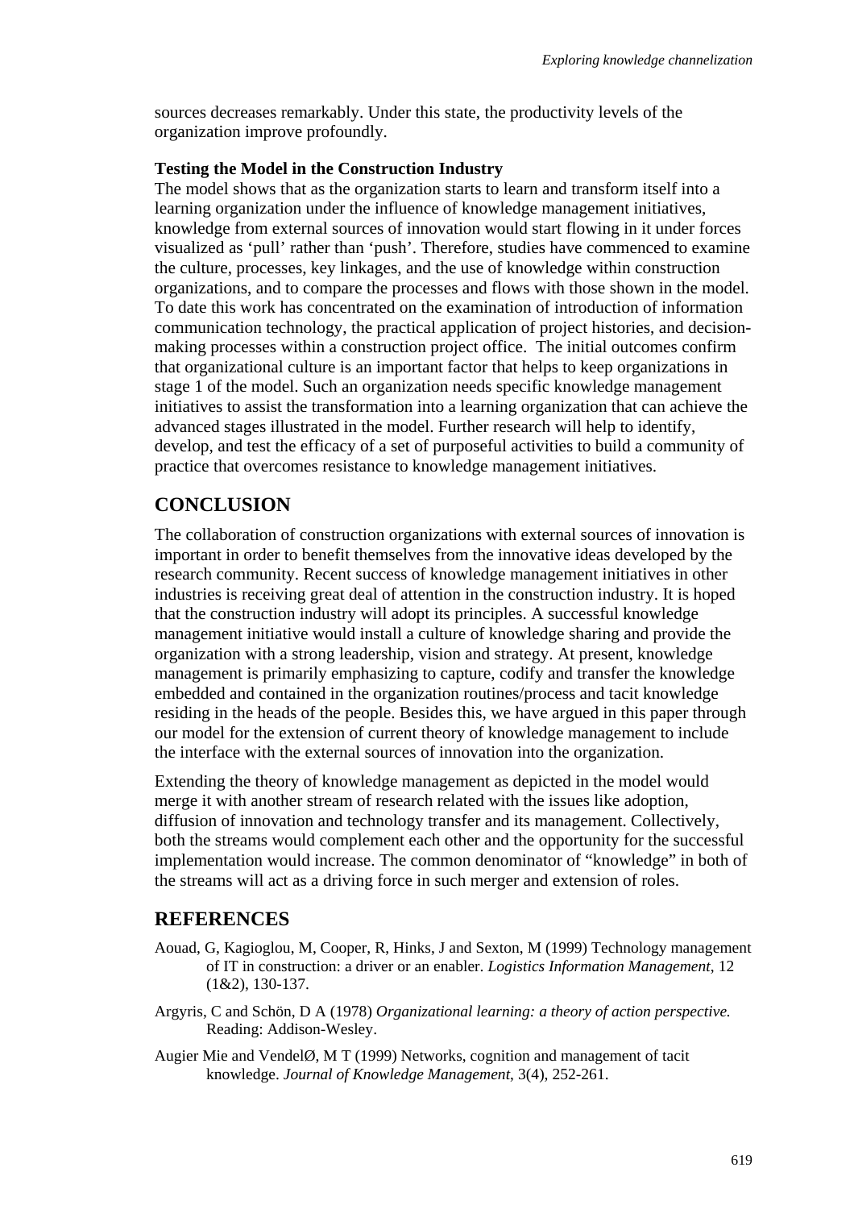sources decreases remarkably. Under this state, the productivity levels of the organization improve profoundly.

### Testing the Model in the Construction Industry

The model shows that as the organization starts to learn and transform itself into a learning organization under the influence of knowledge management initiatives, knowledge from external sources of innovation would start flowing in it under forces visualized as 'pull' rather than 'push'. Therefore, studies have commenced to examine the culture, processes, key linkages, and the use of knowledge within construction organizations, and to compare the processes and flows with those shown in the model. To date this work has concentrated on the examination of introduction of information communication technology, the practical application of project histories, and decision-making processes within a construction project office. The initial outcomes confirm that organizational culture is an important factor that helps to keep organizations in stage 1 of the model. Such an organization needs specific knowledge management initiatives to assist the transformation into a learning organization that can achieve the advanced stages illustrated in the model. Further research will help to identify, develop, and test the efficacy of a set of purposeful activities to build a community of practice that overcomes resistance to knowledge management initiatives.

## CONCLUSION

The collaboration of construction organizations with external sources of innovation is important in order to benefit themselves from the innovative ideas developed by the research community. Recent success of knowledge management initiatives in other industries is receiving great deal of attention in the construction industry. It is hoped that the construction industry will adopt its principles. A successful knowledge management initiative would install a culture of knowledge sharing and provide the organization with a strong leadership, vision and strategy. At present, knowledge management is primarily emphasizing to capture, codify and transfer the knowledge embedded and contained in the organization routines/process and tacit knowledge residing in the heads of the people. Besides this, we have argued in this paper through our model for the extension of current theory of knowledge management to include the interface with the external sources of innovation into the organization.

Extending the theory of knowledge management as depicted in the model would merge it with another stream of research related with the issues like adoption, diffusion of innovation and technology transfer and its management. Collectively, both the streams would complement each other and the opportunity for the successful implementation would increase. The common denominator of "knowledge" in both of the streams will act as a driving force in such merger and extension of roles.

## REFERENCES

Aouad, G, Kagioglou, M, Cooper, R, Hinks, J and Sexton, M (1999) Technology management of IT in construction: a driver or an enabler. *Logistics Information Management*, 12 (1&2), 130-137.

Argyris, C and Schön, D A (1978) *Organizational learning: a theory of action perspective.* Reading: Addison-Wesley.

Augier Mie and VendelØ, M T (1999) Networks, cognition and management of tacit knowledge. *Journal of Knowledge Management*, 3(4), 252-261.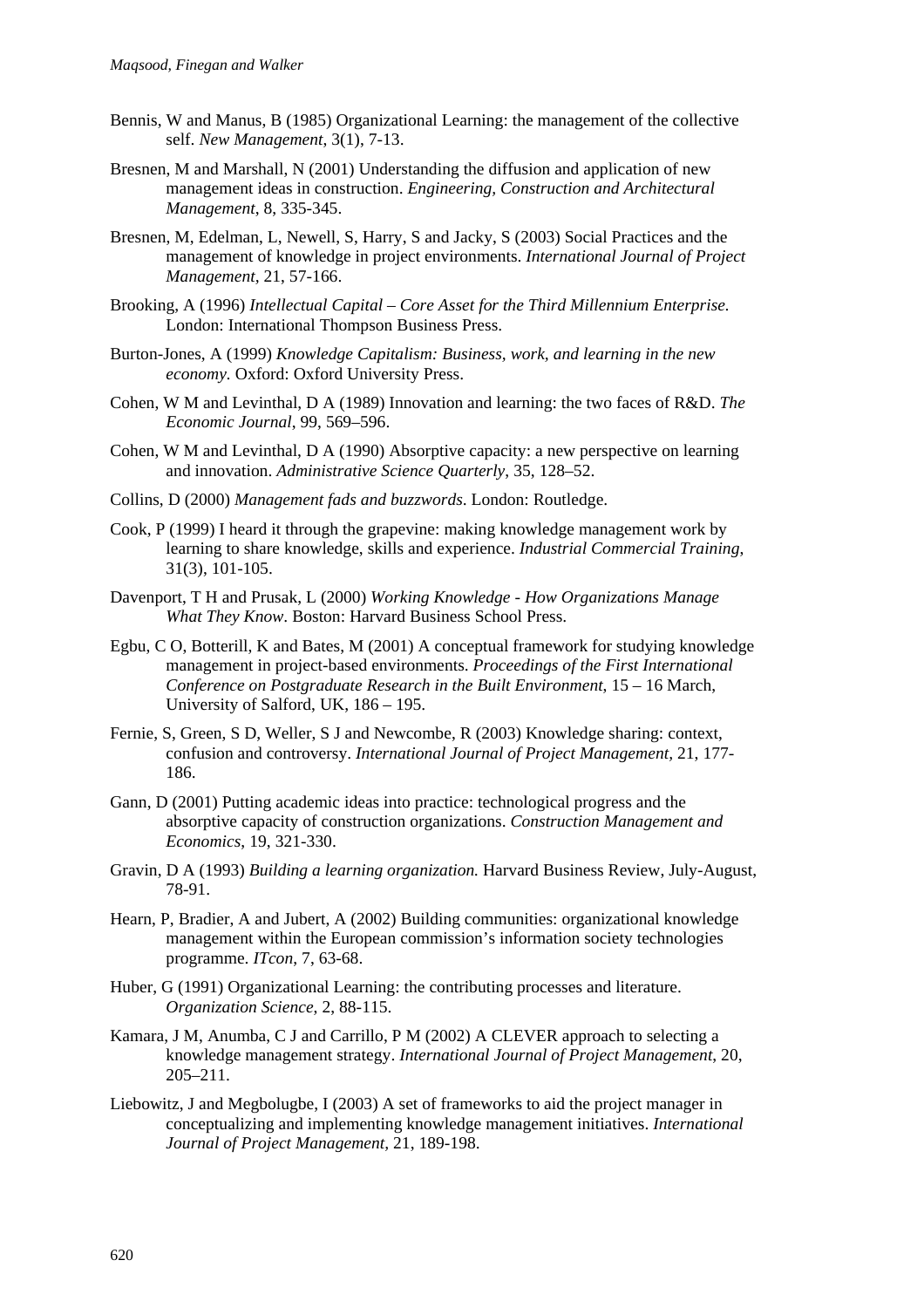Bennis, W and Manus, B (1985) Organizational Learning: the management of the collective self. *New Management*, 3(1), 7-13.

Bresnen, M and Marshall, N (2001) Understanding the diffusion and application of new management ideas in construction. *Engineering, Construction and Architectural Management*, 8, 335-345.

Bresnen, M, Edelman, L, Newell, S, Harry, S and Jacky, S (2003) Social Practices and the management of knowledge in project environments. *International Journal of Project Management*, 21, 57-166.

Brooking, A (1996) *Intellectual Capital – Core Asset for the Third Millennium Enterprise.* London: International Thompson Business Press.

Burton-Jones, A (1999) *Knowledge Capitalism: Business, work, and learning in the new economy.* Oxford: Oxford University Press.

Cohen, W M and Levinthal, D A (1989) Innovation and learning: the two faces of R&D. *The Economic Journal*, 99, 569–596.

Cohen, W M and Levinthal, D A (1990) Absorptive capacity: a new perspective on learning and innovation. *Administrative Science Quarterly*, 35, 128–52.

Collins, D (2000) *Management fads and buzzwords*. London: Routledge.

Cook, P (1999) I heard it through the grapevine: making knowledge management work by learning to share knowledge, skills and experience. *Industrial Commercial Training*, 31(3), 101-105.

Davenport, T H and Prusak, L (2000) *Working Knowledge - How Organizations Manage What They Know*. Boston: Harvard Business School Press.

Egbu, C O, Botterill, K and Bates, M (2001) A conceptual framework for studying knowledge management in project-based environments. *Proceedings of the First International Conference on Postgraduate Research in the Built Environment*, 15 – 16 March, University of Salford, UK, 186 – 195.

Fernie, S, Green, S D, Weller, S J and Newcombe, R (2003) Knowledge sharing: context, confusion and controversy. *International Journal of Project Management*, 21, 177-186.

Gann, D (2001) Putting academic ideas into practice: technological progress and the absorptive capacity of construction organizations. *Construction Management and Economics*, 19, 321-330.

Gravin, D A (1993) *Building a learning organization.* Harvard Business Review, July-August, 78-91.

Hearn, P, Bradier, A and Jubert, A (2002) Building communities: organizational knowledge management within the European commission's information society technologies programme. *ITcon*, 7, 63-68.

Huber, G (1991) Organizational Learning: the contributing processes and literature. *Organization Science*, 2, 88-115.

Kamara, J M, Anumba, C J and Carrillo, P M (2002) A CLEVER approach to selecting a knowledge management strategy. *International Journal of Project Management*, 20, 205–211.

Liebowitz, J and Megbolugbe, I (2003) A set of frameworks to aid the project manager in conceptualizing and implementing knowledge management initiatives. *International Journal of Project Management,* 21, 189-198.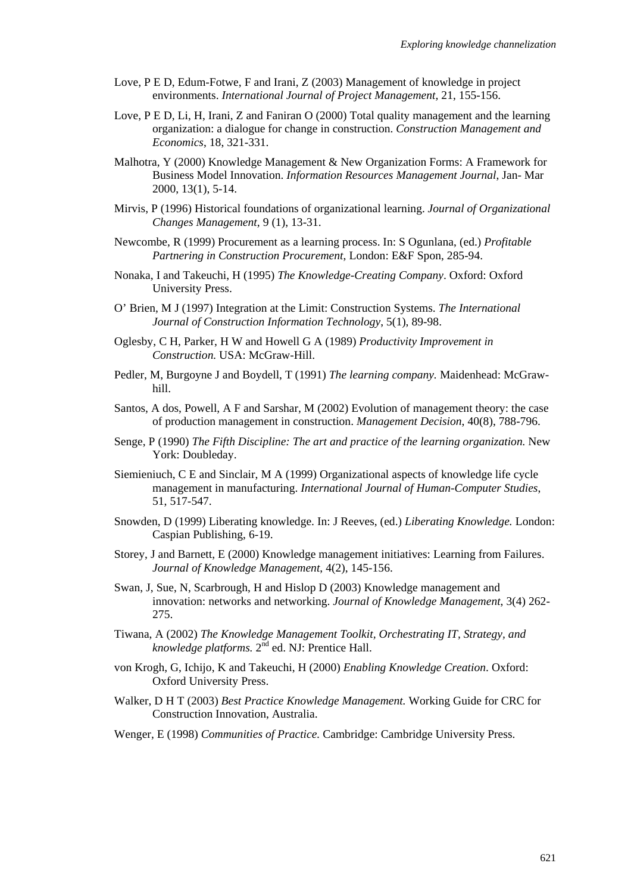Love, P E D, Edum-Fotwe, F and Irani, Z (2003) Management of knowledge in project environments. *International Journal of Project Management*, 21, 155-156.

Love, P E D, Li, H, Irani, Z and Faniran O (2000) Total quality management and the learning organization: a dialogue for change in construction. *Construction Management and Economics*, 18, 321-331.

Malhotra, Y (2000) Knowledge Management & New Organization Forms: A Framework for Business Model Innovation. *Information Resources Management Journal*, Jan- Mar 2000, 13(1), 5-14.

Mirvis, P (1996) Historical foundations of organizational learning. *Journal of Organizational Changes Management*, 9 (1), 13-31.

Newcombe, R (1999) Procurement as a learning process. In: S Ogunlana, (ed.) *Profitable Partnering in Construction Procurement*, London: E&F Spon, 285-94.

Nonaka, I and Takeuchi, H (1995) *The Knowledge-Creating Company*. Oxford: Oxford University Press.

O' Brien, M J (1997) Integration at the Limit: Construction Systems. *The International Journal of Construction Information Technology*, 5(1), 89-98.

Oglesby, C H, Parker, H W and Howell G A (1989) *Productivity Improvement in Construction.* USA: McGraw-Hill.

Pedler, M, Burgoyne J and Boydell, T (1991) *The learning company.* Maidenhead: McGraw-hill.

Santos, A dos, Powell, A F and Sarshar, M (2002) Evolution of management theory: the case of production management in construction. *Management Decision*, 40(8), 788-796.

Senge, P (1990) *The Fifth Discipline: The art and practice of the learning organization.* New York: Doubleday.

Siemieniuch, C E and Sinclair, M A (1999) Organizational aspects of knowledge life cycle management in manufacturing. *International Journal of Human-Computer Studies*, 51, 517-547.

Snowden, D (1999) Liberating knowledge. In: J Reeves, (ed.) *Liberating Knowledge.* London: Caspian Publishing, 6-19.

Storey, J and Barnett, E (2000) Knowledge management initiatives: Learning from Failures. *Journal of Knowledge Management*, 4(2), 145-156.

Swan, J, Sue, N, Scarbrough, H and Hislop D (2003) Knowledge management and innovation: networks and networking. *Journal of Knowledge Management*, 3(4) 262-275.

Tiwana, A (2002) *The Knowledge Management Toolkit, Orchestrating IT, Strategy, and knowledge platforms.* 2nd ed. NJ: Prentice Hall.

von Krogh, G, Ichijo, K and Takeuchi, H (2000) *Enabling Knowledge Creation*. Oxford: Oxford University Press.

Walker, D H T (2003) *Best Practice Knowledge Management.* Working Guide for CRC for Construction Innovation, Australia.

Wenger, E (1998) *Communities of Practice.* Cambridge: Cambridge University Press.